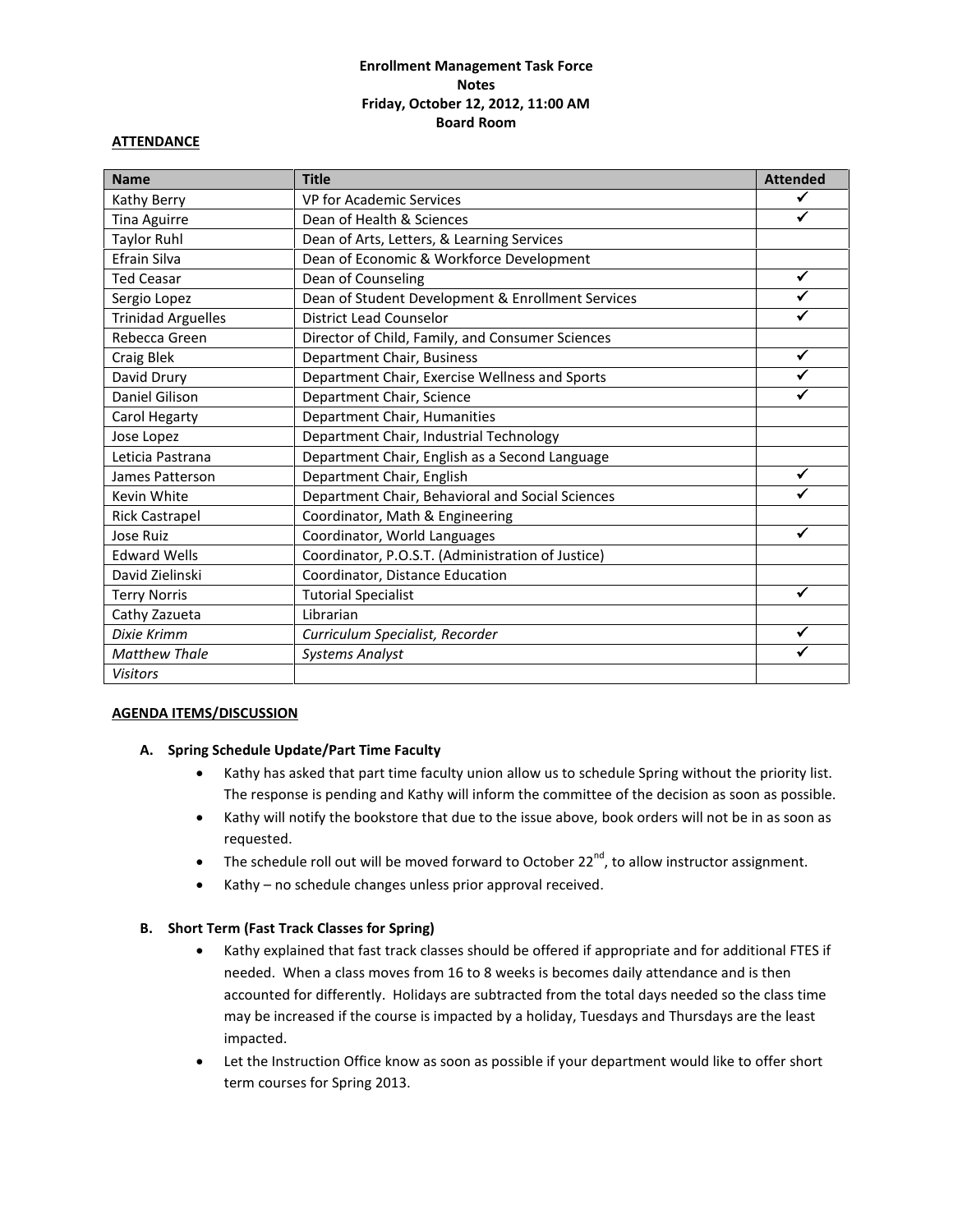**Enrollment Management Task Force**
**Notes**
**Friday, October 12, 2012, 11:00 AM**
**Board Room**

**ATTENDANCE**

| Name | Title | Attended |
|---|---|---|
| Kathy Berry | VP for Academic Services | ✓ |
| Tina Aguirre | Dean of Health & Sciences | ✓ |
| Taylor Ruhl | Dean of Arts, Letters, & Learning Services | |
| Efrain Silva | Dean of Economic & Workforce Development | |
| Ted Ceasar | Dean of Counseling | ✓ |
| Sergio Lopez | Dean of Student Development & Enrollment Services | ✓ |
| Trinidad Arguelles | District Lead Counselor | ✓ |
| Rebecca Green | Director of Child, Family, and Consumer Sciences | |
| Craig Blek | Department Chair, Business | ✓ |
| David Drury | Department Chair, Exercise Wellness and Sports | ✓ |
| Daniel Gilison | Department Chair, Science | ✓ |
| Carol Hegarty | Department Chair, Humanities | |
| Jose Lopez | Department Chair, Industrial Technology | |
| Leticia Pastrana | Department Chair, English as a Second Language | |
| James Patterson | Department Chair, English | ✓ |
| Kevin White | Department Chair, Behavioral and Social Sciences | ✓ |
| Rick Castrapel | Coordinator, Math & Engineering | |
| Jose Ruiz | Coordinator, World Languages | ✓ |
| Edward Wells | Coordinator, P.O.S.T. (Administration of Justice) | |
| David Zielinski | Coordinator, Distance Education | |
| Terry Norris | Tutorial Specialist | ✓ |
| Cathy Zazueta | Librarian | |
| *Dixie Krimm* | *Curriculum Specialist, Recorder* | ✓ |
| *Matthew Thale* | *Systems Analyst* | ✓ |
| *Visitors* | | |

**AGENDA ITEMS/DISCUSSION**

**A. Spring Schedule Update/Part Time Faculty**

- Kathy has asked that part time faculty union allow us to schedule Spring without the priority list. The response is pending and Kathy will inform the committee of the decision as soon as possible.
- Kathy will notify the bookstore that due to the issue above, book orders will not be in as soon as requested.
- The schedule roll out will be moved forward to October 22nd, to allow instructor assignment.
- Kathy – no schedule changes unless prior approval received.

**B. Short Term (Fast Track Classes for Spring)**

- Kathy explained that fast track classes should be offered if appropriate and for additional FTES if needed. When a class moves from 16 to 8 weeks is becomes daily attendance and is then accounted for differently. Holidays are subtracted from the total days needed so the class time may be increased if the course is impacted by a holiday, Tuesdays and Thursdays are the least impacted.
- Let the Instruction Office know as soon as possible if your department would like to offer short term courses for Spring 2013.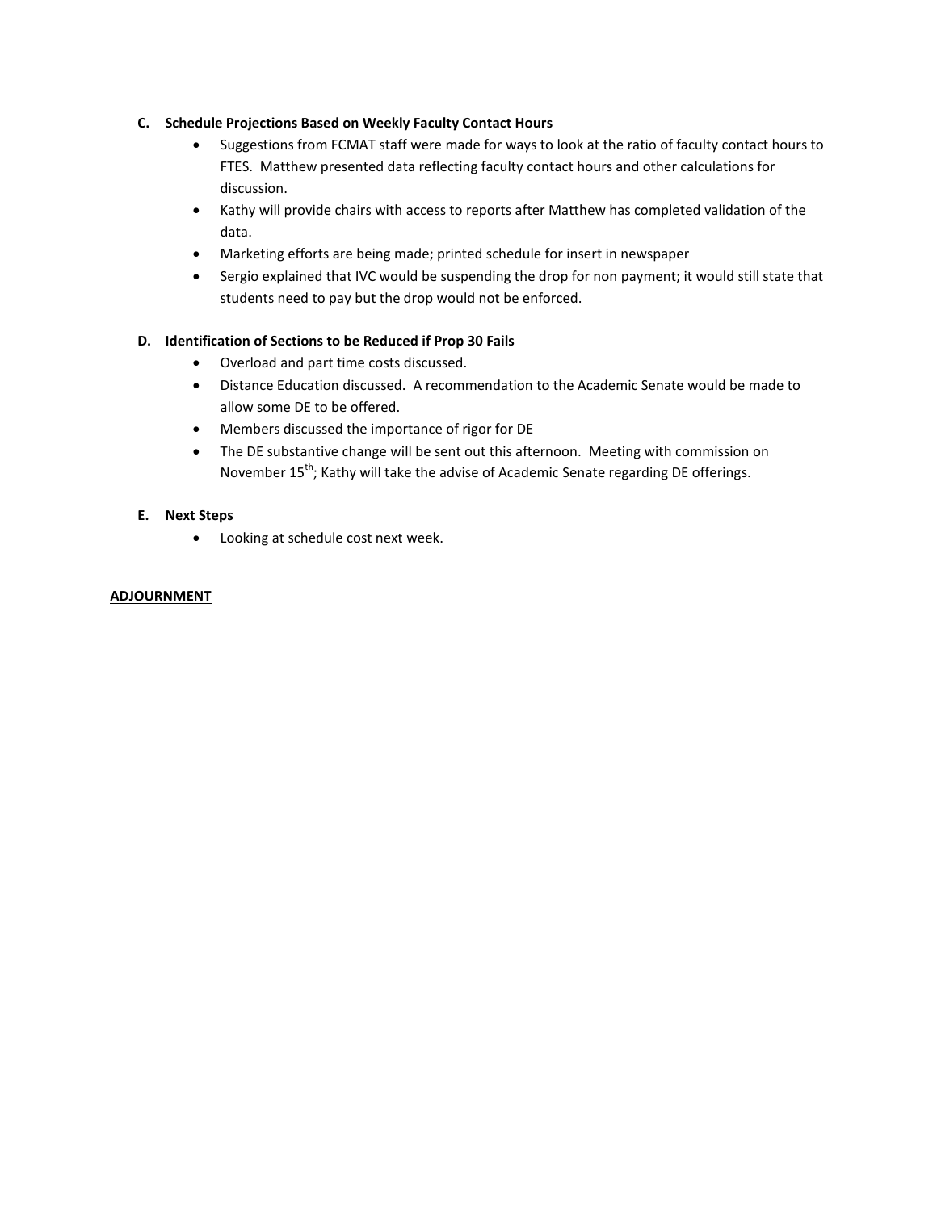**C. Schedule Projections Based on Weekly Faculty Contact Hours**

- Suggestions from FCMAT staff were made for ways to look at the ratio of faculty contact hours to FTES. Matthew presented data reflecting faculty contact hours and other calculations for discussion.
- Kathy will provide chairs with access to reports after Matthew has completed validation of the data.
- Marketing efforts are being made; printed schedule for insert in newspaper
- Sergio explained that IVC would be suspending the drop for non payment; it would still state that students need to pay but the drop would not be enforced.

**D. Identification of Sections to be Reduced if Prop 30 Fails**

- Overload and part time costs discussed.
- Distance Education discussed. A recommendation to the Academic Senate would be made to allow some DE to be offered.
- Members discussed the importance of rigor for DE
- The DE substantive change will be sent out this afternoon. Meeting with commission on November 15th; Kathy will take the advise of Academic Senate regarding DE offerings.

**E. Next Steps**

- Looking at schedule cost next week.

**ADJOURNMENT**